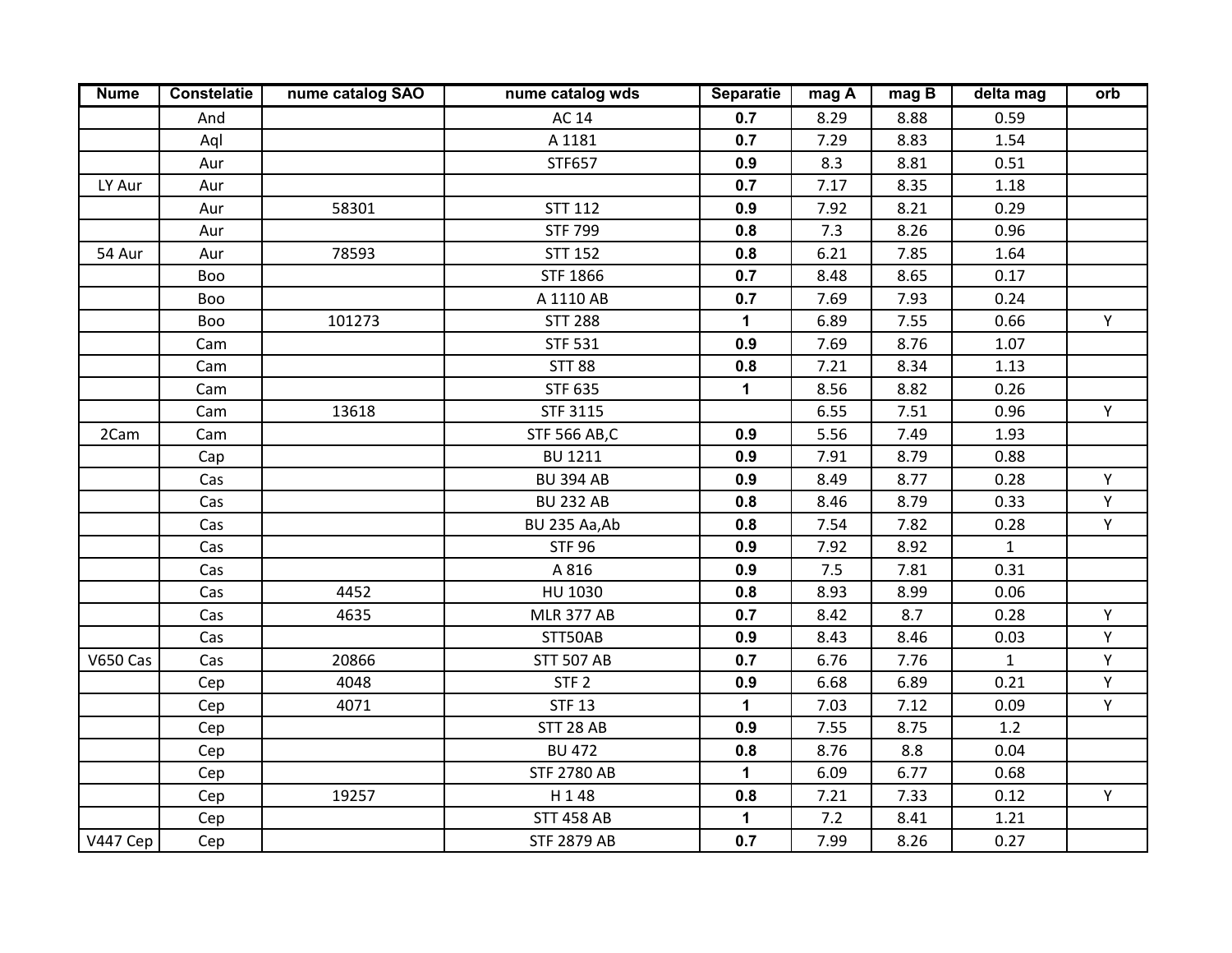| Nume | Constelatie | nume catalog SAO | nume catalog wds | Separatie | mag A | mag B | delta mag | orb |
|---|---|---|---|---|---|---|---|---|
| | And | | AC 14 | **0.7** | 8.29 | 8.88 | 0.59 | |
| | Aql | | A 1181 | **0.7** | 7.29 | 8.83 | 1.54 | |
| | Aur | | STF657 | **0.9** | 8.3 | 8.81 | 0.51 | |
| LY Aur | Aur | | | **0.7** | 7.17 | 8.35 | 1.18 | |
| | Aur | 58301 | STT 112 | **0.9** | 7.92 | 8.21 | 0.29 | |
| | Aur | | STF 799 | **0.8** | 7.3 | 8.26 | 0.96 | |
| 54 Aur | Aur | 78593 | STT 152 | **0.8** | 6.21 | 7.85 | 1.64 | |
| | Boo | | STF 1866 | **0.7** | 8.48 | 8.65 | 0.17 | |
| | Boo | | A 1110 AB | **0.7** | 7.69 | 7.93 | 0.24 | |
| | Boo | 101273 | STT 288 | **1** | 6.89 | 7.55 | 0.66 | Y |
| | Cam | | STF 531 | **0.9** | 7.69 | 8.76 | 1.07 | |
| | Cam | | STT 88 | **0.8** | 7.21 | 8.34 | 1.13 | |
| | Cam | | STF 635 | **1** | 8.56 | 8.82 | 0.26 | |
| | Cam | 13618 | STF 3115 | | 6.55 | 7.51 | 0.96 | Y |
| 2Cam | Cam | | STF 566 AB,C | **0.9** | 5.56 | 7.49 | 1.93 | |
| | Cap | | BU 1211 | **0.9** | 7.91 | 8.79 | 0.88 | |
| | Cas | | BU 394 AB | **0.9** | 8.49 | 8.77 | 0.28 | Y |
| | Cas | | BU 232 AB | **0.8** | 8.46 | 8.79 | 0.33 | Y |
| | Cas | | BU 235 Aa,Ab | **0.8** | 7.54 | 7.82 | 0.28 | Y |
| | Cas | | STF 96 | **0.9** | 7.92 | 8.92 | 1 | |
| | Cas | | A 816 | **0.9** | 7.5 | 7.81 | 0.31 | |
| | Cas | 4452 | HU 1030 | **0.8** | 8.93 | 8.99 | 0.06 | |
| | Cas | 4635 | MLR 377 AB | **0.7** | 8.42 | 8.7 | 0.28 | Y |
| | Cas | | STT50AB | **0.9** | 8.43 | 8.46 | 0.03 | Y |
| V650 Cas | Cas | 20866 | STT 507 AB | **0.7** | 6.76 | 7.76 | 1 | Y |
| | Cep | 4048 | STF 2 | **0.9** | 6.68 | 6.89 | 0.21 | Y |
| | Cep | 4071 | STF 13 | **1** | 7.03 | 7.12 | 0.09 | Y |
| | Cep | | STT 28 AB | **0.9** | 7.55 | 8.75 | 1.2 | |
| | Cep | | BU 472 | **0.8** | 8.76 | 8.8 | 0.04 | |
| | Cep | | STF 2780 AB | **1** | 6.09 | 6.77 | 0.68 | |
| | Cep | 19257 | H 1 48 | **0.8** | 7.21 | 7.33 | 0.12 | Y |
| | Cep | | STT 458 AB | **1** | 7.2 | 8.41 | 1.21 | |
| V447 Cep | Cep | | STF 2879 AB | **0.7** | 7.99 | 8.26 | 0.27 | |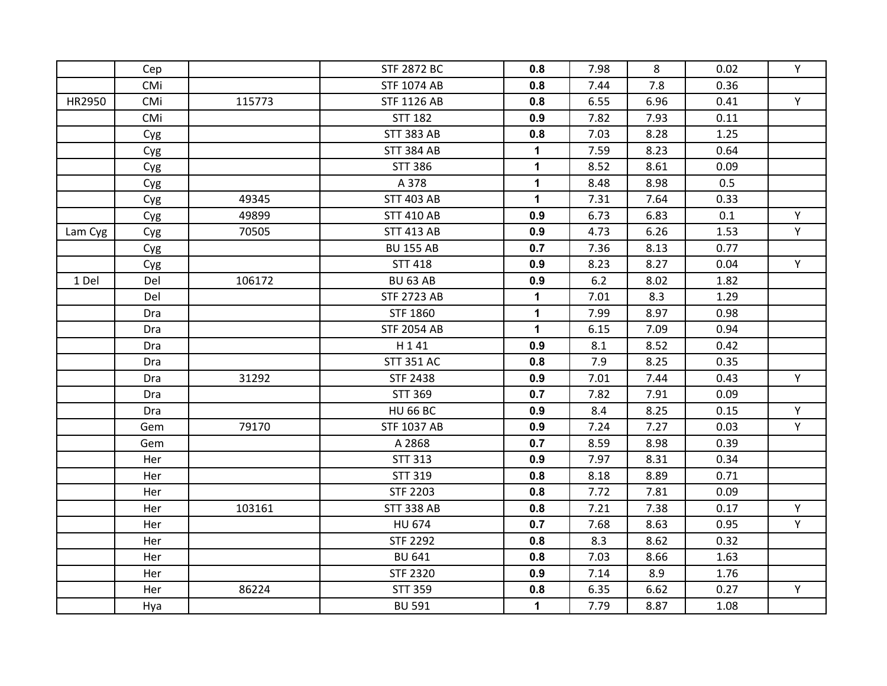|  |  |  |  |  |  |  |  |  |
|---|---|---|---|---|---|---|---|---|
|  | Cep |  | STF 2872 BC | **0.8** | 7.98 | 8 | 0.02 | Y |
|  | CMi |  | STF 1074 AB | **0.8** | 7.44 | 7.8 | 0.36 |  |
| HR2950 | CMi | 115773 | STF 1126 AB | **0.8** | 6.55 | 6.96 | 0.41 | Y |
|  | CMi |  | STT 182 | **0.9** | 7.82 | 7.93 | 0.11 |  |
|  | Cyg |  | STT 383 AB | **0.8** | 7.03 | 8.28 | 1.25 |  |
|  | Cyg |  | STT 384 AB | **1** | 7.59 | 8.23 | 0.64 |  |
|  | Cyg |  | STT 386 | **1** | 8.52 | 8.61 | 0.09 |  |
|  | Cyg |  | A 378 | **1** | 8.48 | 8.98 | 0.5 |  |
|  | Cyg | 49345 | STT 403 AB | **1** | 7.31 | 7.64 | 0.33 |  |
|  | Cyg | 49899 | STT 410 AB | **0.9** | 6.73 | 6.83 | 0.1 | Y |
| Lam Cyg | Cyg | 70505 | STT 413 AB | **0.9** | 4.73 | 6.26 | 1.53 | Y |
|  | Cyg |  | BU 155 AB | **0.7** | 7.36 | 8.13 | 0.77 |  |
|  | Cyg |  | STT 418 | **0.9** | 8.23 | 8.27 | 0.04 | Y |
| 1 Del | Del | 106172 | BU 63 AB | **0.9** | 6.2 | 8.02 | 1.82 |  |
|  | Del |  | STF 2723 AB | **1** | 7.01 | 8.3 | 1.29 |  |
|  | Dra |  | STF 1860 | **1** | 7.99 | 8.97 | 0.98 |  |
|  | Dra |  | STF 2054 AB | **1** | 6.15 | 7.09 | 0.94 |  |
|  | Dra |  | H 1 41 | **0.9** | 8.1 | 8.52 | 0.42 |  |
|  | Dra |  | STT 351 AC | **0.8** | 7.9 | 8.25 | 0.35 |  |
|  | Dra | 31292 | STF 2438 | **0.9** | 7.01 | 7.44 | 0.43 | Y |
|  | Dra |  | STT 369 | **0.7** | 7.82 | 7.91 | 0.09 |  |
|  | Dra |  | HU 66 BC | **0.9** | 8.4 | 8.25 | 0.15 | Y |
|  | Gem | 79170 | STF 1037 AB | **0.9** | 7.24 | 7.27 | 0.03 | Y |
|  | Gem |  | A 2868 | **0.7** | 8.59 | 8.98 | 0.39 |  |
|  | Her |  | STT 313 | **0.9** | 7.97 | 8.31 | 0.34 |  |
|  | Her |  | STT 319 | **0.8** | 8.18 | 8.89 | 0.71 |  |
|  | Her |  | STF 2203 | **0.8** | 7.72 | 7.81 | 0.09 |  |
|  | Her | 103161 | STT 338 AB | **0.8** | 7.21 | 7.38 | 0.17 | Y |
|  | Her |  | HU 674 | **0.7** | 7.68 | 8.63 | 0.95 | Y |
|  | Her |  | STF 2292 | **0.8** | 8.3 | 8.62 | 0.32 |  |
|  | Her |  | BU 641 | **0.8** | 7.03 | 8.66 | 1.63 |  |
|  | Her |  | STF 2320 | **0.9** | 7.14 | 8.9 | 1.76 |  |
|  | Her | 86224 | STT 359 | **0.8** | 6.35 | 6.62 | 0.27 | Y |
|  | Hya |  | BU 591 | **1** | 7.79 | 8.87 | 1.08 |  |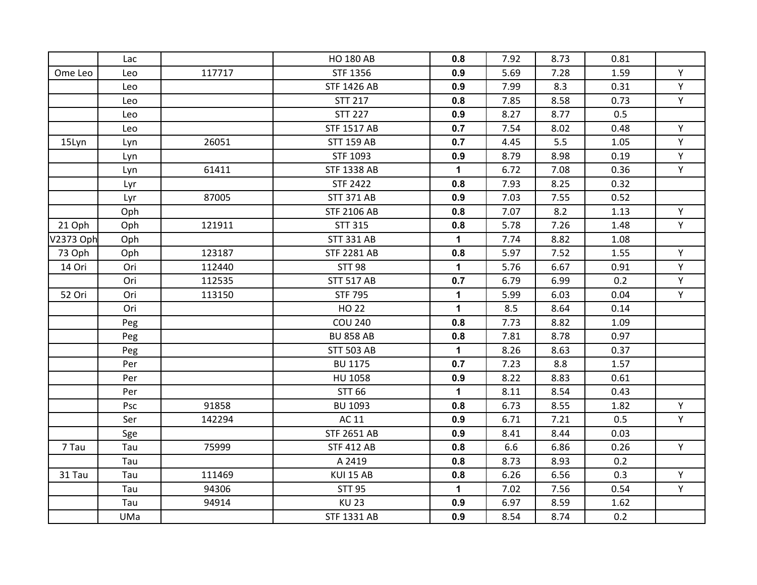|  |  |  |  |  |  |  |  |  |
|---|---|---|---|---|---|---|---|---|
|  | Lac |  | HO 180 AB | **0.8** | 7.92 | 8.73 | 0.81 |  |
| Ome Leo | Leo | 117717 | STF 1356 | **0.9** | 5.69 | 7.28 | 1.59 | Y |
|  | Leo |  | STF 1426 AB | **0.9** | 7.99 | 8.3 | 0.31 | Y |
|  | Leo |  | STT 217 | **0.8** | 7.85 | 8.58 | 0.73 | Y |
|  | Leo |  | STT 227 | **0.9** | 8.27 | 8.77 | 0.5 |  |
|  | Leo |  | STF 1517 AB | **0.7** | 7.54 | 8.02 | 0.48 | Y |
| 15Lyn | Lyn | 26051 | STT 159 AB | **0.7** | 4.45 | 5.5 | 1.05 | Y |
|  | Lyn |  | STF 1093 | **0.9** | 8.79 | 8.98 | 0.19 | Y |
|  | Lyn | 61411 | STF 1338 AB | **1** | 6.72 | 7.08 | 0.36 | Y |
|  | Lyr |  | STF 2422 | **0.8** | 7.93 | 8.25 | 0.32 |  |
|  | Lyr | 87005 | STT 371 AB | **0.9** | 7.03 | 7.55 | 0.52 |  |
|  | Oph |  | STF 2106 AB | **0.8** | 7.07 | 8.2 | 1.13 | Y |
| 21 Oph | Oph | 121911 | STT 315 | **0.8** | 5.78 | 7.26 | 1.48 | Y |
| V2373 Oph | Oph |  | STT 331 AB | **1** | 7.74 | 8.82 | 1.08 |  |
| 73 Oph | Oph | 123187 | STF 2281 AB | **0.8** | 5.97 | 7.52 | 1.55 | Y |
| 14 Ori | Ori | 112440 | STT 98 | **1** | 5.76 | 6.67 | 0.91 | Y |
|  | Ori | 112535 | STT 517 AB | **0.7** | 6.79 | 6.99 | 0.2 | Y |
| 52 Ori | Ori | 113150 | STF 795 | **1** | 5.99 | 6.03 | 0.04 | Y |
|  | Ori |  | HO 22 | **1** | 8.5 | 8.64 | 0.14 |  |
|  | Peg |  | COU 240 | **0.8** | 7.73 | 8.82 | 1.09 |  |
|  | Peg |  | BU 858 AB | **0.8** | 7.81 | 8.78 | 0.97 |  |
|  | Peg |  | STT 503 AB | **1** | 8.26 | 8.63 | 0.37 |  |
|  | Per |  | BU 1175 | **0.7** | 7.23 | 8.8 | 1.57 |  |
|  | Per |  | HU 1058 | **0.9** | 8.22 | 8.83 | 0.61 |  |
|  | Per |  | STT 66 | **1** | 8.11 | 8.54 | 0.43 |  |
|  | Psc | 91858 | BU 1093 | **0.8** | 6.73 | 8.55 | 1.82 | Y |
|  | Ser | 142294 | AC 11 | **0.9** | 6.71 | 7.21 | 0.5 | Y |
|  | Sge |  | STF 2651 AB | **0.9** | 8.41 | 8.44 | 0.03 |  |
| 7 Tau | Tau | 75999 | STF 412 AB | **0.8** | 6.6 | 6.86 | 0.26 | Y |
|  | Tau |  | A 2419 | **0.8** | 8.73 | 8.93 | 0.2 |  |
| 31 Tau | Tau | 111469 | KUI 15 AB | **0.8** | 6.26 | 6.56 | 0.3 | Y |
|  | Tau | 94306 | STT 95 | **1** | 7.02 | 7.56 | 0.54 | Y |
|  | Tau | 94914 | KU 23 | **0.9** | 6.97 | 8.59 | 1.62 |  |
|  | UMa |  | STF 1331 AB | **0.9** | 8.54 | 8.74 | 0.2 |  |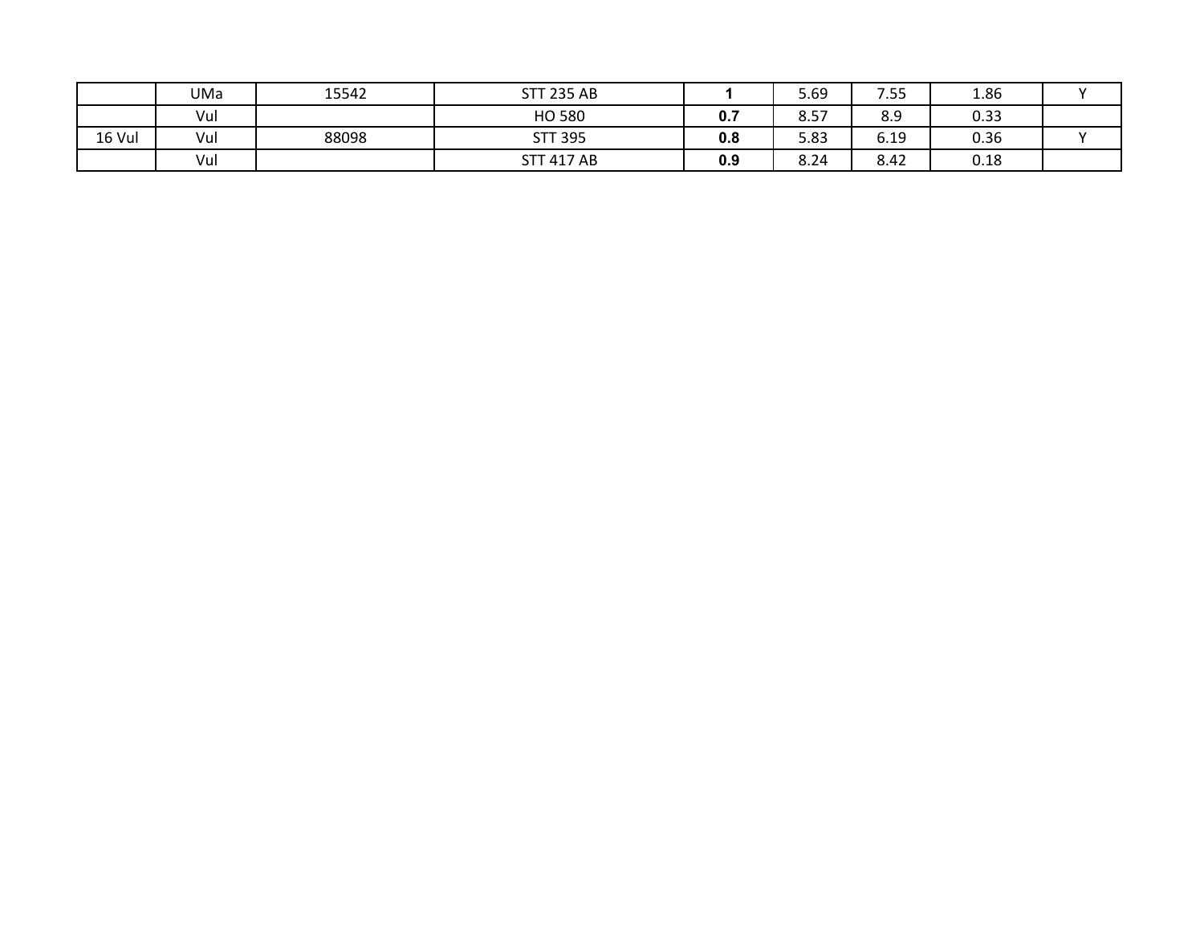| | | | | | | | | |
|---|---|---|---|---|---|---|---|---|
| | UMa | 15542 | STT 235 AB | **1** | 5.69 | 7.55 | 1.86 | Y |
| | Vul | | HO 580 | **0.7** | 8.57 | 8.9 | 0.33 | |
| 16 Vul | Vul | 88098 | STT 395 | **0.8** | 5.83 | 6.19 | 0.36 | Y |
| | Vul | | STT 417 AB | **0.9** | 8.24 | 8.42 | 0.18 | |